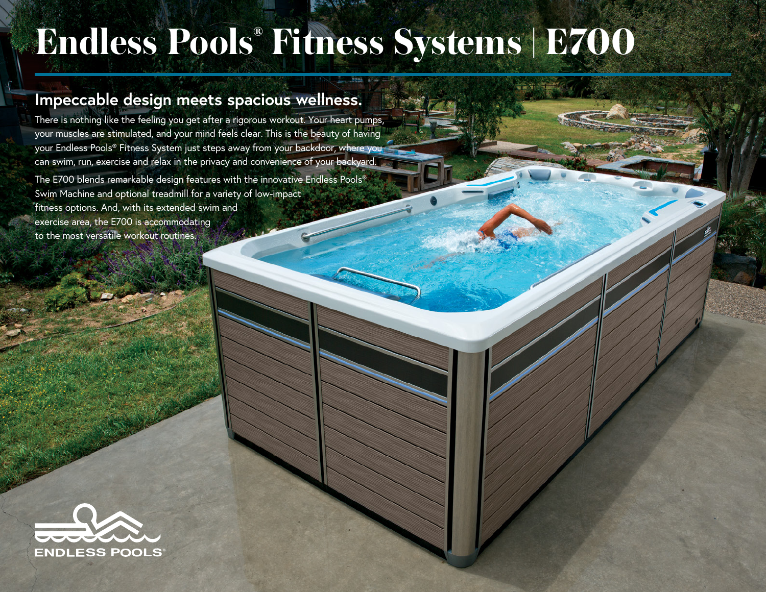# Endless Pools® Fitness Systems | E700

## Impeccable design meets spacious wellness.

There is nothing like the feeling you get after a rigorous workout. Your heart pumps, your muscles are stimulated, and your mind feels clear. This is the beauty of having your Endless Pools® Fitness System just steps away from your backdoor, where you can swim, run, exercise and relax in the privacy and convenience of your backyard.

The E700 blends remarkable design features with the innovative Endless Pools® Swim Machine and optional treadmill for a variety of low-impact fitness options. And, with its extended swim and exercise area, the E700 is accommodating to the most versatile workout routines.

ENDLESS POOLS®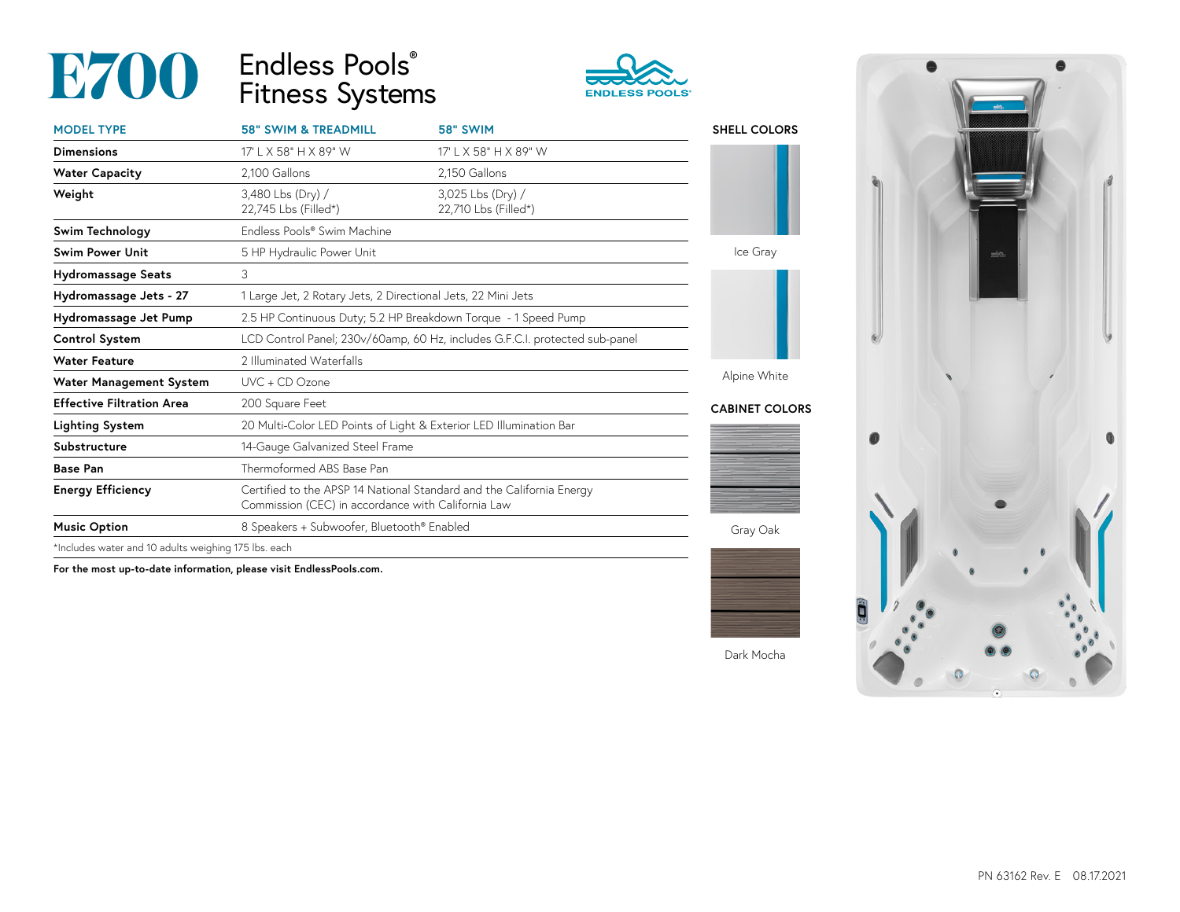# E700 Endless Pools® Fitness Systems

ENDLESS POOLS®

| MODEL TYPE | 58" SWIM & TREADMILL | 58" SWIM |
|---|---|---|
| Dimensions | 17' L X 58" H X 89" W | 17' L X 58" H X 89" W |
| Water Capacity | 2,100 Gallons | 2,150 Gallons |
| Weight | 3,480 Lbs (Dry) / 22,745 Lbs (Filled*) | 3,025 Lbs (Dry) / 22,710 Lbs (Filled*) |
| Swim Technology | Endless Pools® Swim Machine | |
| Swim Power Unit | 5 HP Hydraulic Power Unit | |
| Hydromassage Seats | 3 | |
| Hydromassage Jets - 27 | 1 Large Jet, 2 Rotary Jets, 2 Directional Jets, 22 Mini Jets | |
| Hydromassage Jet Pump | 2.5 HP Continuous Duty; 5.2 HP Breakdown Torque - 1 Speed Pump | |
| Control System | LCD Control Panel; 230v/60amp, 60 Hz, includes G.F.C.I. protected sub-panel | |
| Water Feature | 2 Illuminated Waterfalls | |
| Water Management System | UVC + CD Ozone | |
| Effective Filtration Area | 200 Square Feet | |
| Lighting System | 20 Multi-Color LED Points of Light & Exterior LED Illumination Bar | |
| Substructure | 14-Gauge Galvanized Steel Frame | |
| Base Pan | Thermoformed ABS Base Pan | |
| Energy Efficiency | Certified to the APSP 14 National Standard and the California Energy Commission (CEC) in accordance with California Law | |
| Music Option | 8 Speakers + Subwoofer, Bluetooth® Enabled | |

*Includes water and 10 adults weighing 175 lbs. each

**For the most up-to-date information, please visit EndlessPools.com.**

**SHELL COLORS**

Ice Gray

Alpine White

**CABINET COLORS**

Gray Oak

Dark Mocha

PN 63162 Rev. E 08.17.2021